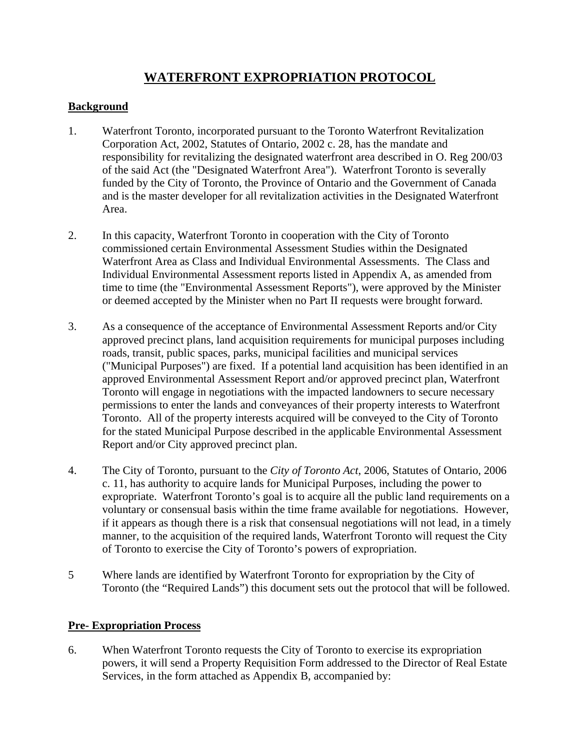# WATERFRONT EXPROPRIATION PROTOCOL

## Background

1. Waterfront Toronto, incorporated pursuant to the Toronto Waterfront Revitalization Corporation Act, 2002, Statutes of Ontario, 2002 c. 28, has the mandate and responsibility for revitalizing the designated waterfront area described in O. Reg 200/03 of the said Act (the "Designated Waterfront Area"). Waterfront Toronto is severally funded by the City of Toronto, the Province of Ontario and the Government of Canada and is the master developer for all revitalization activities in the Designated Waterfront Area.

2. In this capacity, Waterfront Toronto in cooperation with the City of Toronto commissioned certain Environmental Assessment Studies within the Designated Waterfront Area as Class and Individual Environmental Assessments. The Class and Individual Environmental Assessment reports listed in Appendix A, as amended from time to time (the "Environmental Assessment Reports"), were approved by the Minister or deemed accepted by the Minister when no Part II requests were brought forward.

3. As a consequence of the acceptance of Environmental Assessment Reports and/or City approved precinct plans, land acquisition requirements for municipal purposes including roads, transit, public spaces, parks, municipal facilities and municipal services ("Municipal Purposes") are fixed. If a potential land acquisition has been identified in an approved Environmental Assessment Report and/or approved precinct plan, Waterfront Toronto will engage in negotiations with the impacted landowners to secure necessary permissions to enter the lands and conveyances of their property interests to Waterfront Toronto. All of the property interests acquired will be conveyed to the City of Toronto for the stated Municipal Purpose described in the applicable Environmental Assessment Report and/or City approved precinct plan.

4. The City of Toronto, pursuant to the *City of Toronto Act*, 2006, Statutes of Ontario, 2006 c. 11, has authority to acquire lands for Municipal Purposes, including the power to expropriate. Waterfront Toronto's goal is to acquire all the public land requirements on a voluntary or consensual basis within the time frame available for negotiations. However, if it appears as though there is a risk that consensual negotiations will not lead, in a timely manner, to the acquisition of the required lands, Waterfront Toronto will request the City of Toronto to exercise the City of Toronto's powers of expropriation.

5 Where lands are identified by Waterfront Toronto for expropriation by the City of Toronto (the "Required Lands") this document sets out the protocol that will be followed.

## Pre- Expropriation Process

6. When Waterfront Toronto requests the City of Toronto to exercise its expropriation powers, it will send a Property Requisition Form addressed to the Director of Real Estate Services, in the form attached as Appendix B, accompanied by: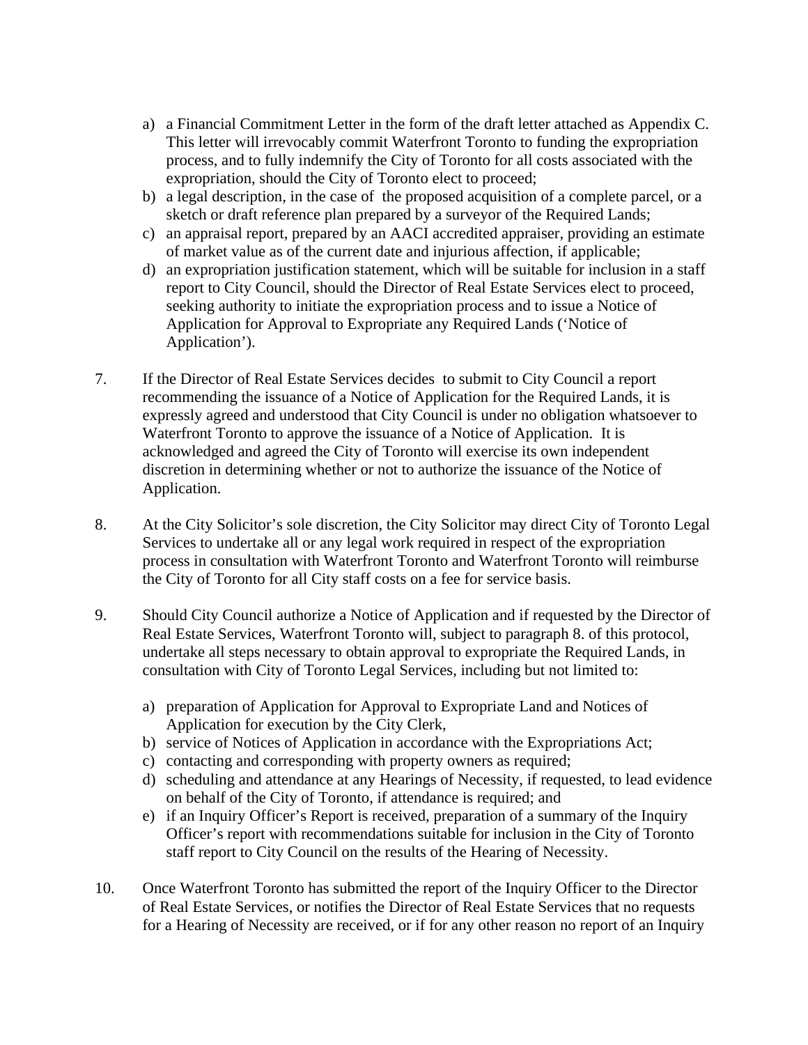a) a Financial Commitment Letter in the form of the draft letter attached as Appendix C. This letter will irrevocably commit Waterfront Toronto to funding the expropriation process, and to fully indemnify the City of Toronto for all costs associated with the expropriation, should the City of Toronto elect to proceed;
b) a legal description, in the case of the proposed acquisition of a complete parcel, or a sketch or draft reference plan prepared by a surveyor of the Required Lands;
c) an appraisal report, prepared by an AACI accredited appraiser, providing an estimate of market value as of the current date and injurious affection, if applicable;
d) an expropriation justification statement, which will be suitable for inclusion in a staff report to City Council, should the Director of Real Estate Services elect to proceed, seeking authority to initiate the expropriation process and to issue a Notice of Application for Approval to Expropriate any Required Lands ('Notice of Application').

7. If the Director of Real Estate Services decides to submit to City Council a report recommending the issuance of a Notice of Application for the Required Lands, it is expressly agreed and understood that City Council is under no obligation whatsoever to Waterfront Toronto to approve the issuance of a Notice of Application. It is acknowledged and agreed the City of Toronto will exercise its own independent discretion in determining whether or not to authorize the issuance of the Notice of Application.

8. At the City Solicitor's sole discretion, the City Solicitor may direct City of Toronto Legal Services to undertake all or any legal work required in respect of the expropriation process in consultation with Waterfront Toronto and Waterfront Toronto will reimburse the City of Toronto for all City staff costs on a fee for service basis.

9. Should City Council authorize a Notice of Application and if requested by the Director of Real Estate Services, Waterfront Toronto will, subject to paragraph 8. of this protocol, undertake all steps necessary to obtain approval to expropriate the Required Lands, in consultation with City of Toronto Legal Services, including but not limited to:

   a) preparation of Application for Approval to Expropriate Land and Notices of Application for execution by the City Clerk,
   b) service of Notices of Application in accordance with the Expropriations Act;
   c) contacting and corresponding with property owners as required;
   d) scheduling and attendance at any Hearings of Necessity, if requested, to lead evidence on behalf of the City of Toronto, if attendance is required; and
   e) if an Inquiry Officer's Report is received, preparation of a summary of the Inquiry Officer's report with recommendations suitable for inclusion in the City of Toronto staff report to City Council on the results of the Hearing of Necessity.

10. Once Waterfront Toronto has submitted the report of the Inquiry Officer to the Director of Real Estate Services, or notifies the Director of Real Estate Services that no requests for a Hearing of Necessity are received, or if for any other reason no report of an Inquiry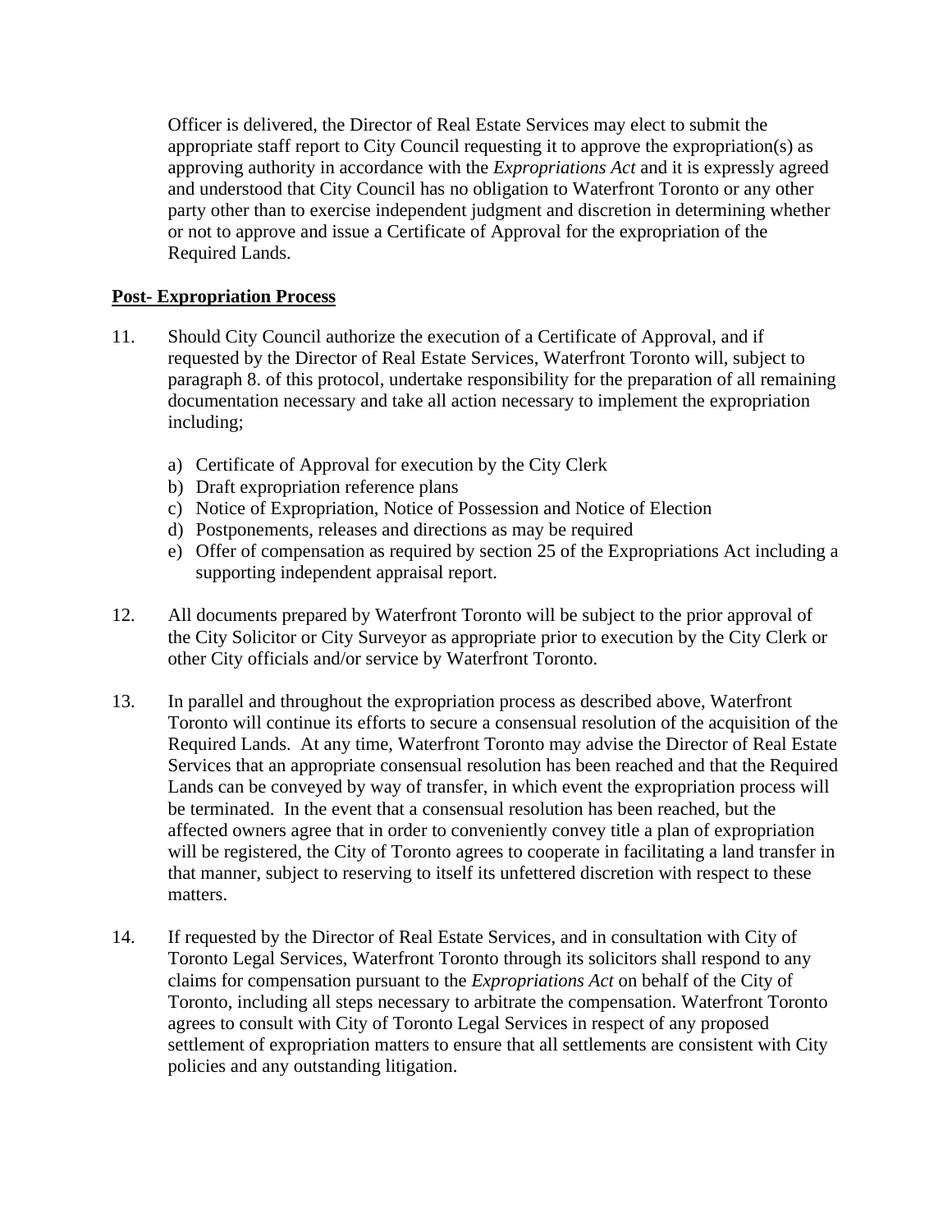Officer is delivered, the Director of Real Estate Services may elect to submit the appropriate staff report to City Council requesting it to approve the expropriation(s) as approving authority in accordance with the *Expropriations Act* and it is expressly agreed and understood that City Council has no obligation to Waterfront Toronto or any other party other than to exercise independent judgment and discretion in determining whether or not to approve and issue a Certificate of Approval for the expropriation of the Required Lands.

**<u>Post- Expropriation Process</u>**

11. Should City Council authorize the execution of a Certificate of Approval, and if requested by the Director of Real Estate Services, Waterfront Toronto will, subject to paragraph 8. of this protocol, undertake responsibility for the preparation of all remaining documentation necessary and take all action necessary to implement the expropriation including;

    a) Certificate of Approval for execution by the City Clerk
    b) Draft expropriation reference plans
    c) Notice of Expropriation, Notice of Possession and Notice of Election
    d) Postponements, releases and directions as may be required
    e) Offer of compensation as required by section 25 of the Expropriations Act including a supporting independent appraisal report.

12. All documents prepared by Waterfront Toronto will be subject to the prior approval of the City Solicitor or City Surveyor as appropriate prior to execution by the City Clerk or other City officials and/or service by Waterfront Toronto.

13. In parallel and throughout the expropriation process as described above, Waterfront Toronto will continue its efforts to secure a consensual resolution of the acquisition of the Required Lands. At any time, Waterfront Toronto may advise the Director of Real Estate Services that an appropriate consensual resolution has been reached and that the Required Lands can be conveyed by way of transfer, in which event the expropriation process will be terminated. In the event that a consensual resolution has been reached, but the affected owners agree that in order to conveniently convey title a plan of expropriation will be registered, the City of Toronto agrees to cooperate in facilitating a land transfer in that manner, subject to reserving to itself its unfettered discretion with respect to these matters.

14. If requested by the Director of Real Estate Services, and in consultation with City of Toronto Legal Services, Waterfront Toronto through its solicitors shall respond to any claims for compensation pursuant to the *Expropriations Act* on behalf of the City of Toronto, including all steps necessary to arbitrate the compensation. Waterfront Toronto agrees to consult with City of Toronto Legal Services in respect of any proposed settlement of expropriation matters to ensure that all settlements are consistent with City policies and any outstanding litigation.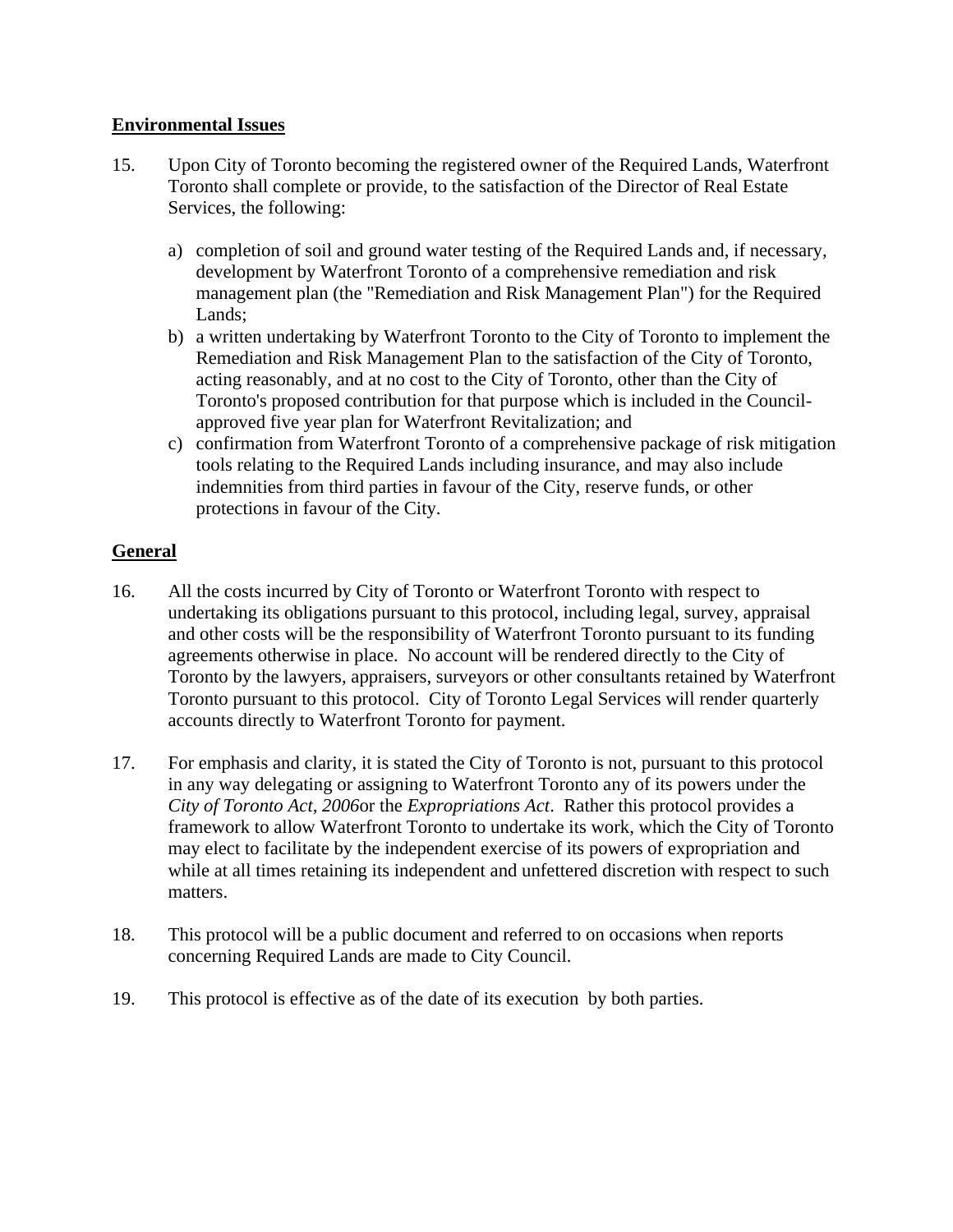**Environmental Issues**

15. Upon City of Toronto becoming the registered owner of the Required Lands, Waterfront Toronto shall complete or provide, to the satisfaction of the Director of Real Estate Services, the following:

    a) completion of soil and ground water testing of the Required Lands and, if necessary, development by Waterfront Toronto of a comprehensive remediation and risk management plan (the "Remediation and Risk Management Plan") for the Required Lands;
    b) a written undertaking by Waterfront Toronto to the City of Toronto to implement the Remediation and Risk Management Plan to the satisfaction of the City of Toronto, acting reasonably, and at no cost to the City of Toronto, other than the City of Toronto's proposed contribution for that purpose which is included in the Council-approved five year plan for Waterfront Revitalization; and
    c) confirmation from Waterfront Toronto of a comprehensive package of risk mitigation tools relating to the Required Lands including insurance, and may also include indemnities from third parties in favour of the City, reserve funds, or other protections in favour of the City.

**General**

16. All the costs incurred by City of Toronto or Waterfront Toronto with respect to undertaking its obligations pursuant to this protocol, including legal, survey, appraisal and other costs will be the responsibility of Waterfront Toronto pursuant to its funding agreements otherwise in place. No account will be rendered directly to the City of Toronto by the lawyers, appraisers, surveyors or other consultants retained by Waterfront Toronto pursuant to this protocol. City of Toronto Legal Services will render quarterly accounts directly to Waterfront Toronto for payment.

17. For emphasis and clarity, it is stated the City of Toronto is not, pursuant to this protocol in any way delegating or assigning to Waterfront Toronto any of its powers under the *City of Toronto Act, 2006* or the *Expropriations Act*. Rather this protocol provides a framework to allow Waterfront Toronto to undertake its work, which the City of Toronto may elect to facilitate by the independent exercise of its powers of expropriation and while at all times retaining its independent and unfettered discretion with respect to such matters.

18. This protocol will be a public document and referred to on occasions when reports concerning Required Lands are made to City Council.

19. This protocol is effective as of the date of its execution by both parties.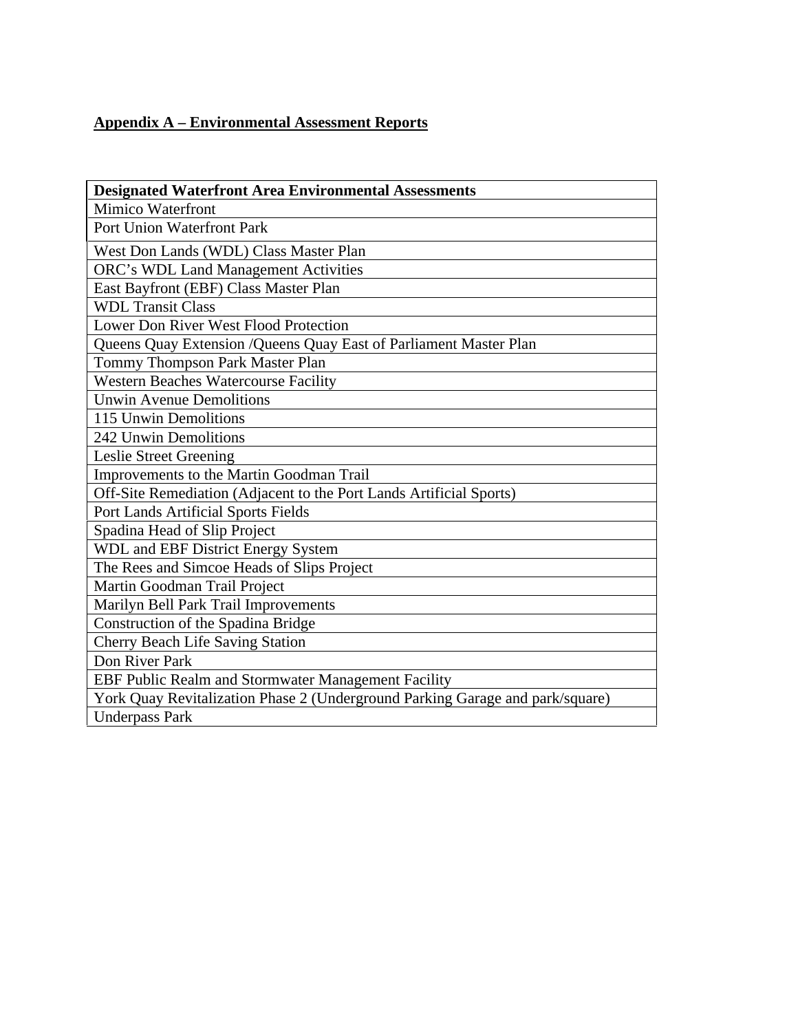**Appendix A – Environmental Assessment Reports**

| Designated Waterfront Area Environmental Assessments |
| --- |
| Mimico Waterfront |
| Port Union Waterfront Park |
| West Don Lands (WDL) Class Master Plan |
| ORC's WDL Land Management Activities |
| East Bayfront (EBF) Class Master Plan |
| WDL Transit Class |
| Lower Don River West Flood Protection |
| Queens Quay Extension /Queens Quay East of Parliament Master Plan |
| Tommy Thompson Park Master Plan |
| Western Beaches Watercourse Facility |
| Unwin Avenue Demolitions |
| 115 Unwin Demolitions |
| 242 Unwin Demolitions |
| Leslie Street Greening |
| Improvements to the Martin Goodman Trail |
| Off-Site Remediation (Adjacent to the Port Lands Artificial Sports) |
| Port Lands Artificial Sports Fields |
| Spadina Head of Slip Project |
| WDL and EBF District Energy System |
| The Rees and Simcoe Heads of Slips Project |
| Martin Goodman Trail Project |
| Marilyn Bell Park Trail Improvements |
| Construction of the Spadina Bridge |
| Cherry Beach Life Saving Station |
| Don River Park |
| EBF Public Realm and Stormwater Management Facility |
| York Quay Revitalization Phase 2 (Underground Parking Garage and park/square) |
| Underpass Park |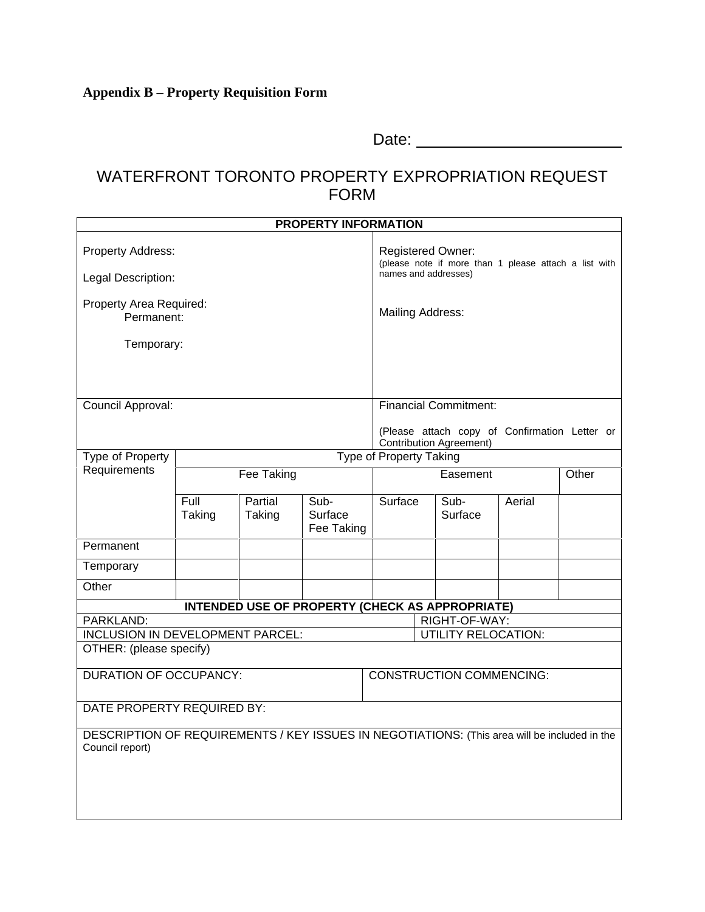**Appendix B – Property Requisition Form**

Date: ______________________

# WATERFRONT TORONTO PROPERTY EXPROPRIATION REQUEST FORM

| PROPERTY INFORMATION | |
|---|---|
| Property Address:<br><br>Legal Description:<br><br>Property Area Required:<br>Permanent:<br><br>Temporary: | Registered Owner:<br>(please note if more than 1 please attach a list with names and addresses)<br><br>Mailing Address: |
| Council Approval: | Financial Commitment:<br><br>(Please attach copy of Confirmation Letter or Contribution Agreement) |

| Type of Property Requirements | Type of Property Taking | | | | | | |
|---|---|---|---|---|---|---|---|
| | Fee Taking | | | Easement | | | Other |
| | Full Taking | Partial Taking | Sub-Surface Fee Taking | Surface | Sub-Surface | Aerial | |
| Permanent | | | | | | | |
| Temporary | | | | | | | |
| Other | | | | | | | |

| INTENDED USE OF PROPERTY (CHECK AS APPROPRIATE) | |
|---|---|
| PARKLAND: | RIGHT-OF-WAY: |
| INCLUSION IN DEVELOPMENT PARCEL: | UTILITY RELOCATION: |
| OTHER: (please specify) | |
| DURATION OF OCCUPANCY: | CONSTRUCTION COMMENCING: |
| DATE PROPERTY REQUIRED BY: | |
| DESCRIPTION OF REQUIREMENTS / KEY ISSUES IN NEGOTIATIONS: (This area will be included in the Council report) | |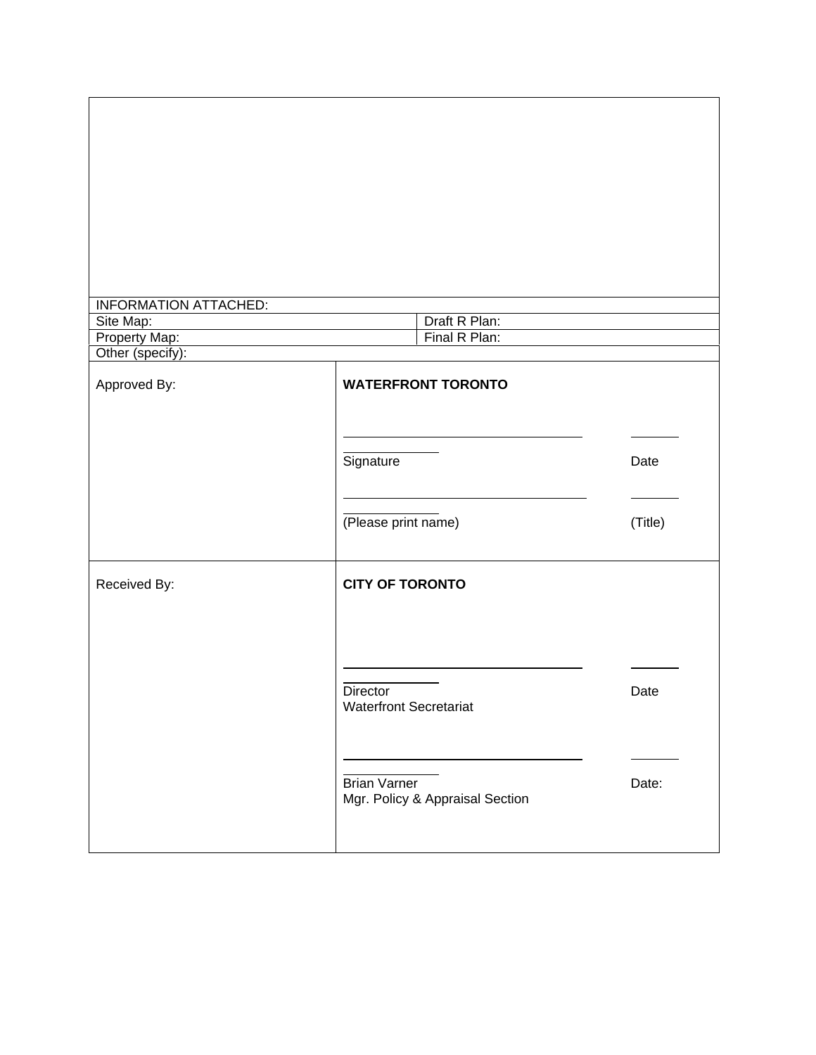| INFORMATION ATTACHED: | |
|---|---|
| Site Map: | Draft R Plan: |
| Property Map: | Final R Plan: |
| Other (specify): | |

| | | |
|---|---|---|
| Approved By: | **WATERFRONT TORONTO**<br><br>______________________________<br>Signature<br><br>______________________________<br>(Please print name) | <br><br>_______<br>Date<br><br>_______<br>(Title) |
| Received By: | **CITY OF TORONTO**<br><br>______________________________<br>Director<br>Waterfront Secretariat<br><br>______________________________<br>Brian Varner<br>Mgr. Policy & Appraisal Section | <br><br>_______<br>Date<br><br><br>_______<br>Date: |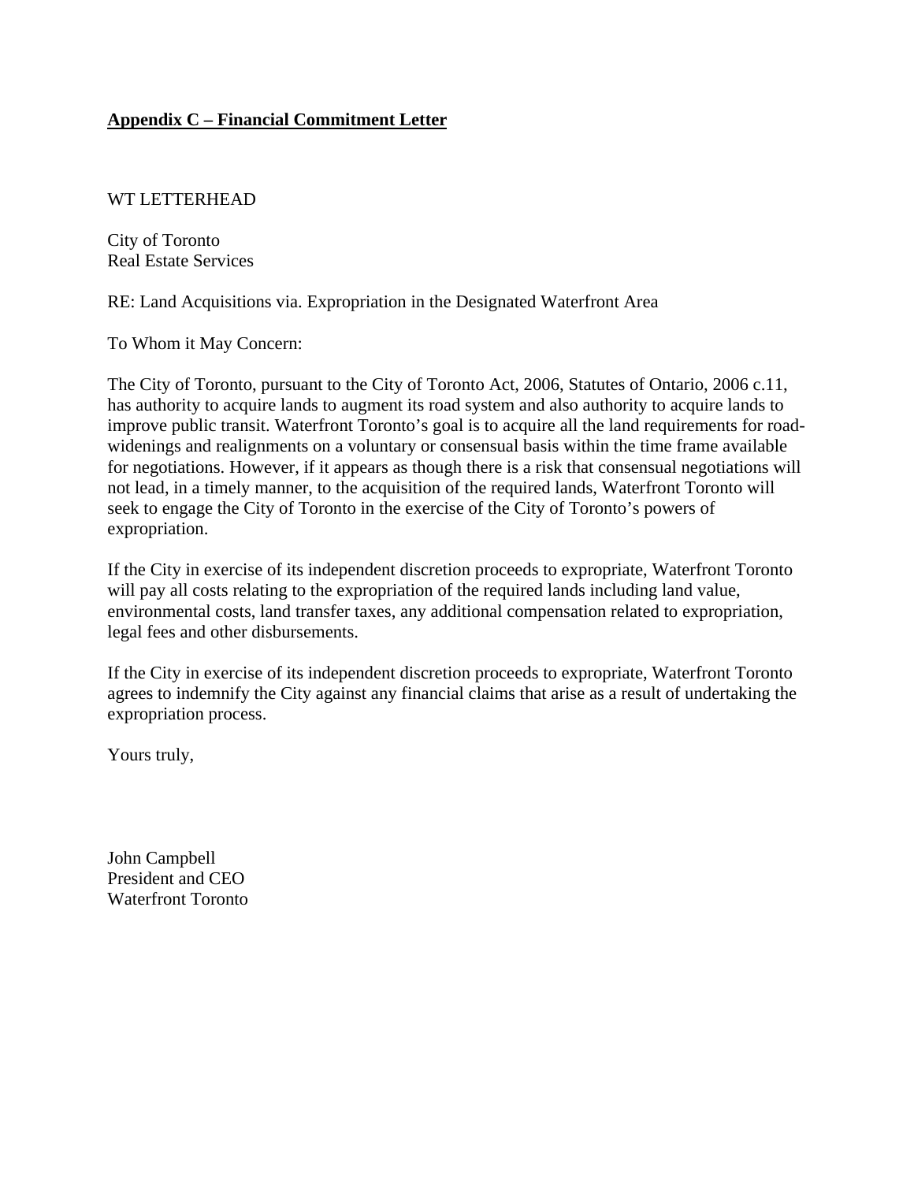**Appendix C – Financial Commitment Letter**

WT LETTERHEAD

City of Toronto
Real Estate Services

RE: Land Acquisitions via. Expropriation in the Designated Waterfront Area

To Whom it May Concern:

The City of Toronto, pursuant to the City of Toronto Act, 2006, Statutes of Ontario, 2006 c.11, has authority to acquire lands to augment its road system and also authority to acquire lands to improve public transit. Waterfront Toronto's goal is to acquire all the land requirements for road-widenings and realignments on a voluntary or consensual basis within the time frame available for negotiations. However, if it appears as though there is a risk that consensual negotiations will not lead, in a timely manner, to the acquisition of the required lands, Waterfront Toronto will seek to engage the City of Toronto in the exercise of the City of Toronto's powers of expropriation.

If the City in exercise of its independent discretion proceeds to expropriate, Waterfront Toronto will pay all costs relating to the expropriation of the required lands including land value, environmental costs, land transfer taxes, any additional compensation related to expropriation, legal fees and other disbursements.

If the City in exercise of its independent discretion proceeds to expropriate, Waterfront Toronto agrees to indemnify the City against any financial claims that arise as a result of undertaking the expropriation process.

Yours truly,

John Campbell
President and CEO
Waterfront Toronto